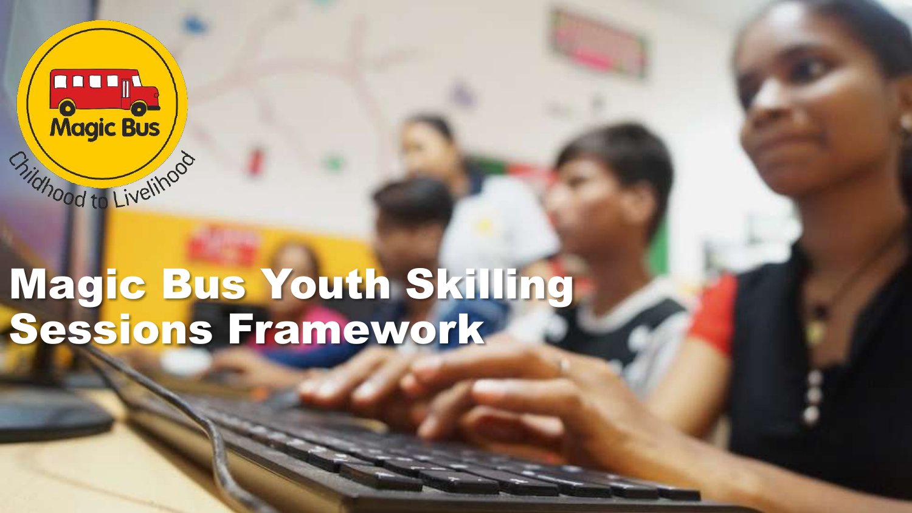Magic Bus

Childhood to Livelihood

# Magic Bus Youth Skilling Sessions Framework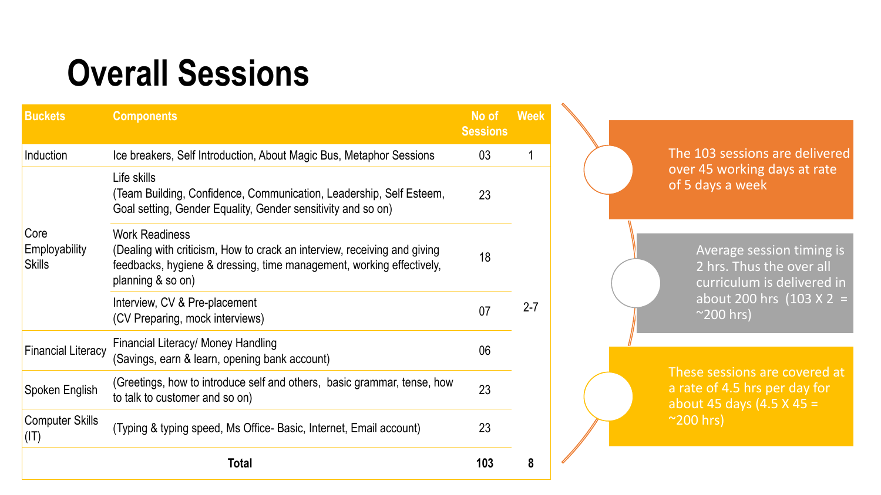# Overall Sessions

| Buckets | Components | No of Sessions | Week |
|---|---|---|---|
| Induction | Ice breakers, Self Introduction, About Magic Bus, Metaphor Sessions | 03 | 1 |
| Core Employability Skills | Life skills (Team Building, Confidence, Communication, Leadership, Self Esteem, Goal setting, Gender Equality, Gender sensitivity and so on) | 23 | 2-7 |
| | Work Readiness (Dealing with criticism, How to crack an interview, receiving and giving feedbacks, hygiene & dressing, time management, working effectively, planning & so on) | 18 | |
| | Interview, CV & Pre-placement (CV Preparing, mock interviews) | 07 | |
| Financial Literacy | Financial Literacy/ Money Handling (Savings, earn & learn, opening bank account) | 06 | |
| Spoken English | (Greetings, how to introduce self and others, basic grammar, tense, how to talk to customer and so on) | 23 | |
| Computer Skills (IT) | (Typing & typing speed, Ms Office- Basic, Internet, Email account) | 23 | |
| | **Total** | **103** | **8** |

- The 103 sessions are delivered over 45 working days at rate of 5 days a week
- Average session timing is 2 hrs. Thus the over all curriculum is delivered in about 200 hrs (103 X 2 = ~200 hrs)
- These sessions are covered at a rate of 4.5 hrs per day for about 45 days (4.5 X 45 = ~200 hrs)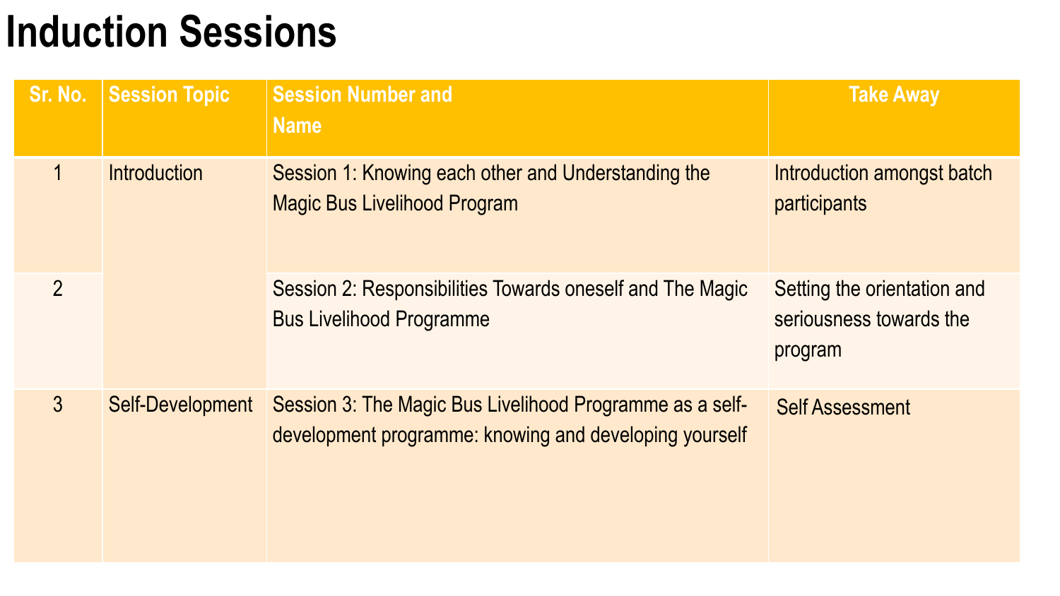# Induction Sessions

| Sr. No. | Session Topic | Session Number and Name | Take Away |
|---|---|---|---|
| 1 | Introduction | Session 1: Knowing each other and Understanding the Magic Bus Livelihood Program | Introduction amongst batch participants |
| 2 | | Session 2: Responsibilities Towards oneself and The Magic Bus Livelihood Programme | Setting the orientation and seriousness towards the program |
| 3 | Self-Development | Session 3: The Magic Bus Livelihood Programme as a self-development programme: knowing and developing yourself | Self Assessment |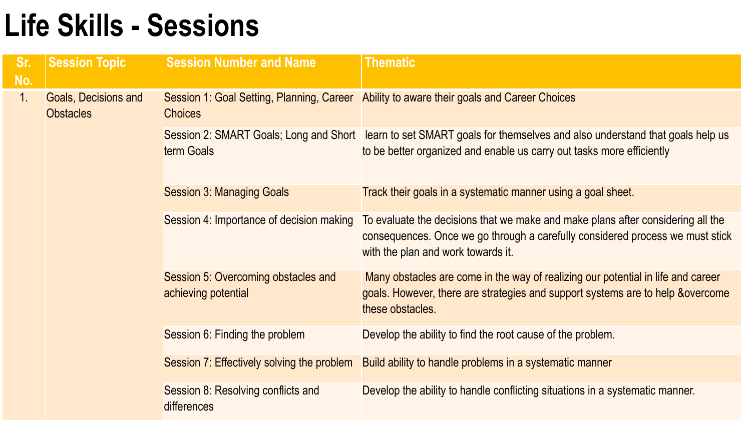# Life Skills - Sessions

| Sr. No. | Session Topic | Session Number and Name | Thematic |
|---|---|---|---|
| 1. | Goals, Decisions and Obstacles | Session 1: Goal Setting, Planning, Career Choices | Ability to aware their goals and Career Choices |
| | | Session 2: SMART Goals; Long and Short term Goals | learn to set SMART goals for themselves and also understand that goals help us to be better organized and enable us carry out tasks more efficiently |
| | | Session 3: Managing Goals | Track their goals in a systematic manner using a goal sheet. |
| | | Session 4: Importance of decision making | To evaluate the decisions that we make and make plans after considering all the consequences. Once we go through a carefully considered process we must stick with the plan and work towards it. |
| | | Session 5: Overcoming obstacles and achieving potential | Many obstacles are come in the way of realizing our potential in life and career goals. However, there are strategies and support systems are to help &overcome these obstacles. |
| | | Session 6: Finding the problem | Develop the ability to find the root cause of the problem. |
| | | Session 7: Effectively solving the problem | Build ability to handle problems in a systematic manner |
| | | Session 8: Resolving conflicts and differences | Develop the ability to handle conflicting situations in a systematic manner. |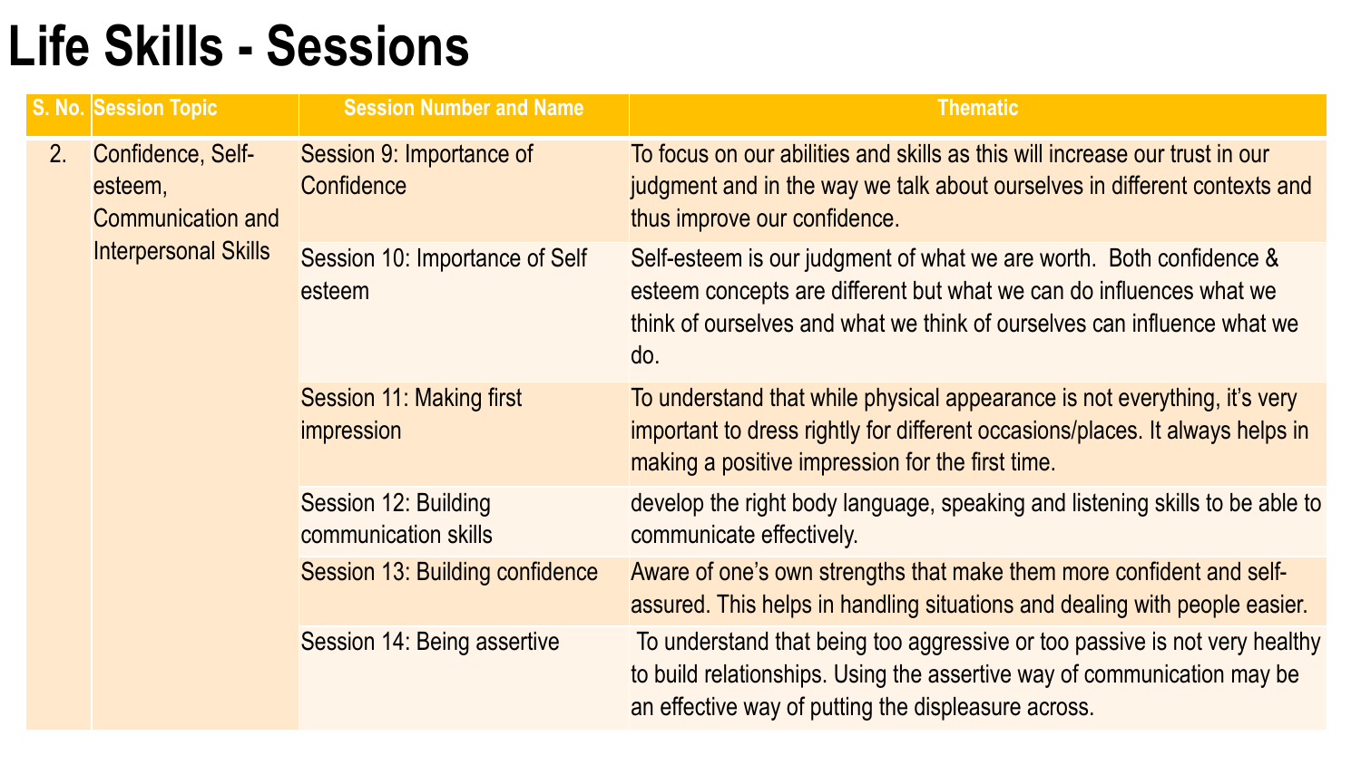# Life Skills - Sessions

| S. No. | Session Topic | Session Number and Name | Thematic |
|---|---|---|---|
| 2. | Confidence, Self-esteem, Communication and Interpersonal Skills | Session 9: Importance of Confidence | To focus on our abilities and skills as this will increase our trust in our judgment and in the way we talk about ourselves in different contexts and thus improve our confidence. |
| | | Session 10: Importance of Self esteem | Self-esteem is our judgment of what we are worth. Both confidence & esteem concepts are different but what we can do influences what we think of ourselves and what we think of ourselves can influence what we do. |
| | | Session 11: Making first impression | To understand that while physical appearance is not everything, it's very important to dress rightly for different occasions/places. It always helps in making a positive impression for the first time. |
| | | Session 12: Building communication skills | develop the right body language, speaking and listening skills to be able to communicate effectively. |
| | | Session 13: Building confidence | Aware of one's own strengths that make them more confident and self-assured. This helps in handling situations and dealing with people easier. |
| | | Session 14: Being assertive | To understand that being too aggressive or too passive is not very healthy to build relationships. Using the assertive way of communication may be an effective way of putting the displeasure across. |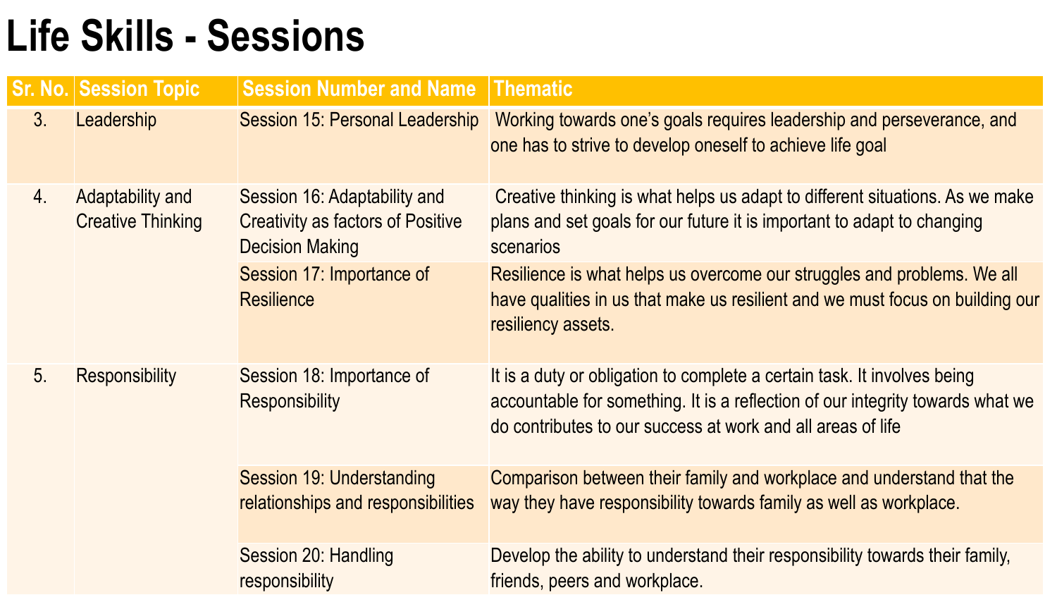# Life Skills - Sessions

| Sr. No. | Session Topic | Session Number and Name | Thematic |
|---|---|---|---|
| 3. | Leadership | Session 15: Personal Leadership | Working towards one's goals requires leadership and perseverance, and one has to strive to develop oneself to achieve life goal |
| 4. | Adaptability and Creative Thinking | Session 16: Adaptability and Creativity as factors of Positive Decision Making | Creative thinking is what helps us adapt to different situations. As we make plans and set goals for our future it is important to adapt to changing scenarios |
| | | Session 17: Importance of Resilience | Resilience is what helps us overcome our struggles and problems. We all have qualities in us that make us resilient and we must focus on building our resiliency assets. |
| 5. | Responsibility | Session 18: Importance of Responsibility | It is a duty or obligation to complete a certain task. It involves being accountable for something. It is a reflection of our integrity towards what we do contributes to our success at work and all areas of life |
| | | Session 19: Understanding relationships and responsibilities | Comparison between their family and workplace and understand that the way they have responsibility towards family as well as workplace. |
| | | Session 20: Handling responsibility | Develop the ability to understand their responsibility towards their family, friends, peers and workplace. |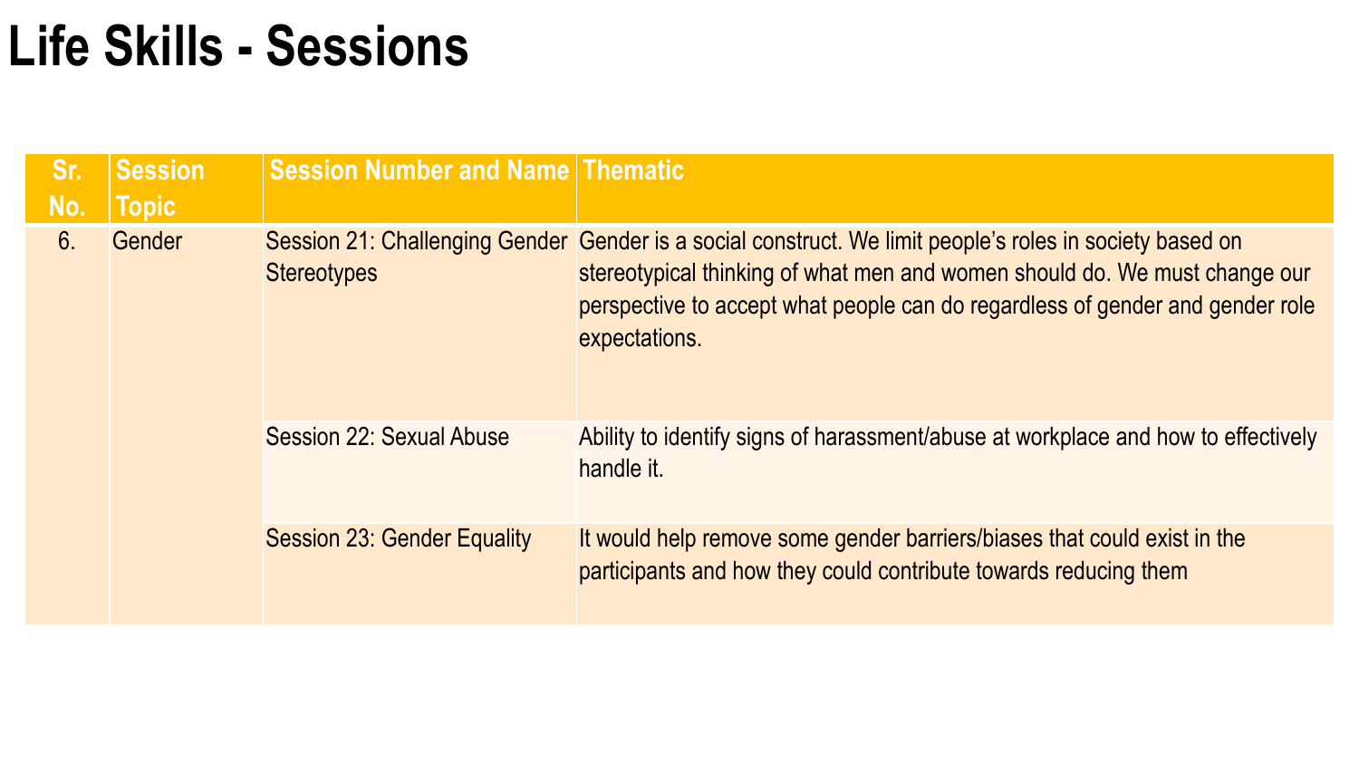# Life Skills - Sessions

| Sr. No. | Session Topic | Session Number and Name | Thematic |
|---|---|---|---|
| 6. | Gender | Session 21: Challenging Gender Stereotypes | Gender is a social construct. We limit people's roles in society based on stereotypical thinking of what men and women should do. We must change our perspective to accept what people can do regardless of gender and gender role expectations. |
| | | Session 22: Sexual Abuse | Ability to identify signs of harassment/abuse at workplace and how to effectively handle it. |
| | | Session 23: Gender Equality | It would help remove some gender barriers/biases that could exist in the participants and how they could contribute towards reducing them |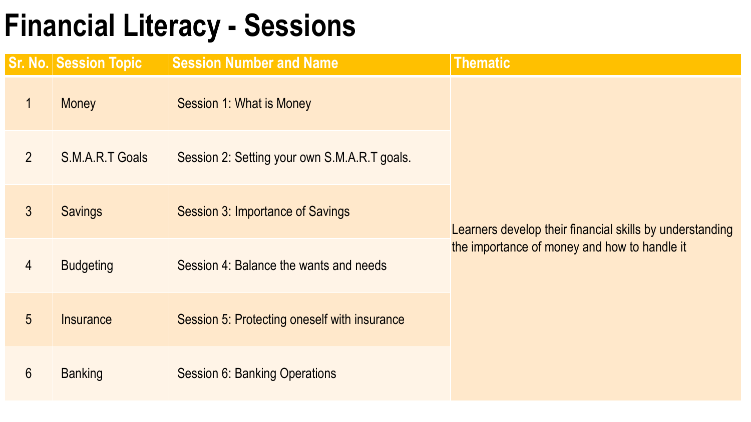# Financial Literacy - Sessions

| Sr. No. | Session Topic | Session Number and Name | Thematic |
|---|---|---|---|
| 1 | Money | Session 1: What is Money | Learners develop their financial skills by understanding the importance of money and how to handle it |
| 2 | S.M.A.R.T Goals | Session 2: Setting your own S.M.A.R.T goals. | |
| 3 | Savings | Session 3: Importance of Savings | |
| 4 | Budgeting | Session 4: Balance the wants and needs | |
| 5 | Insurance | Session 5: Protecting oneself with insurance | |
| 6 | Banking | Session 6: Banking Operations | |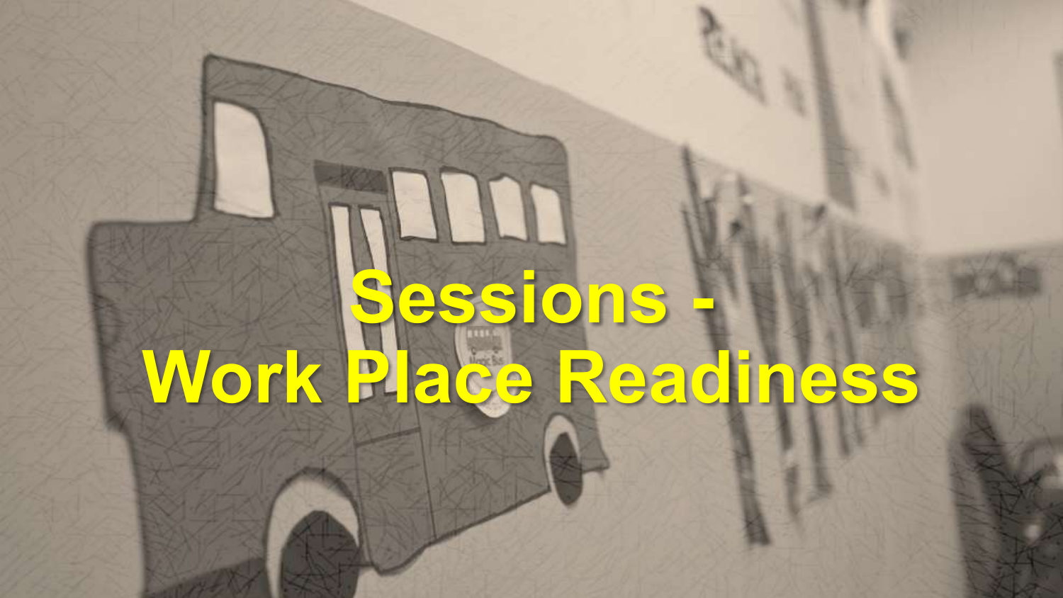# Sessions - Work Place Readiness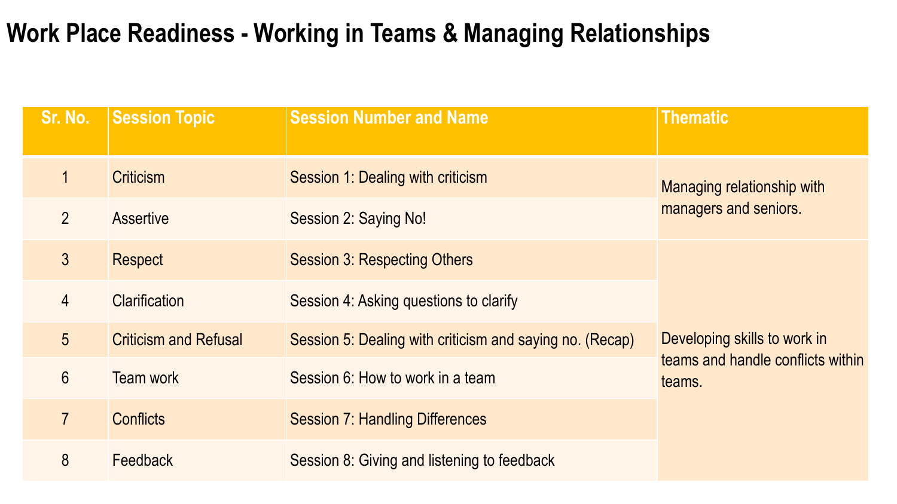# Work Place Readiness - Working in Teams & Managing Relationships

| Sr. No. | Session Topic | Session Number and Name | Thematic |
|---|---|---|---|
| 1 | Criticism | Session 1: Dealing with criticism | Managing relationship with managers and seniors. |
| 2 | Assertive | Session 2: Saying No! | |
| 3 | Respect | Session 3: Respecting Others | Developing skills to work in teams and handle conflicts within teams. |
| 4 | Clarification | Session 4: Asking questions to clarify | |
| 5 | Criticism and Refusal | Session 5: Dealing with criticism and saying no. (Recap) | |
| 6 | Team work | Session 6: How to work in a team | |
| 7 | Conflicts | Session 7: Handling Differences | |
| 8 | Feedback | Session 8: Giving and listening to feedback | |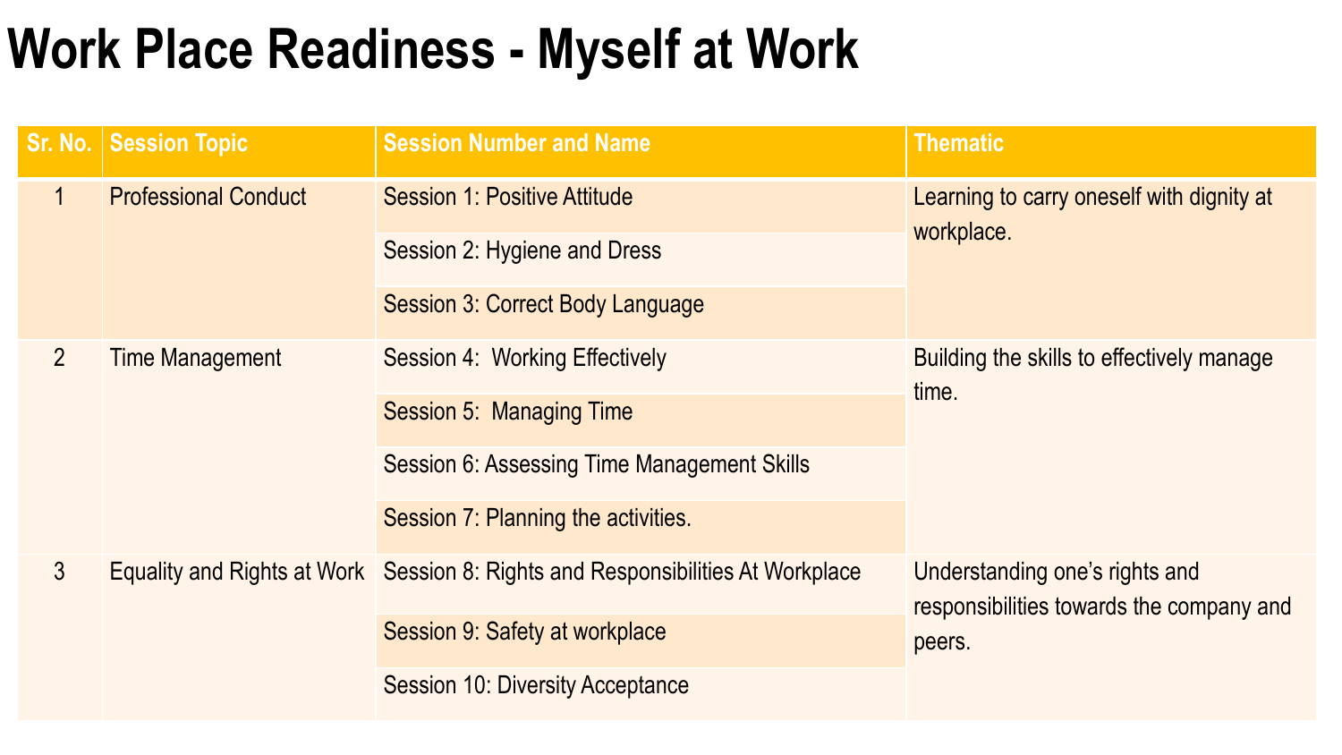# Work Place Readiness - Myself at Work

| Sr. No. | Session Topic | Session Number and Name | Thematic |
| --- | --- | --- | --- |
| 1 | Professional Conduct | Session 1: Positive Attitude | Learning to carry oneself with dignity at workplace. |
| | | Session 2: Hygiene and Dress | |
| | | Session 3: Correct Body Language | |
| 2 | Time Management | Session 4: Working Effectively | Building the skills to effectively manage time. |
| | | Session 5: Managing Time | |
| | | Session 6: Assessing Time Management Skills | |
| | | Session 7: Planning the activities. | |
| 3 | Equality and Rights at Work | Session 8: Rights and Responsibilities At Workplace | Understanding one's rights and responsibilities towards the company and peers. |
| | | Session 9: Safety at workplace | |
| | | Session 10: Diversity Acceptance | |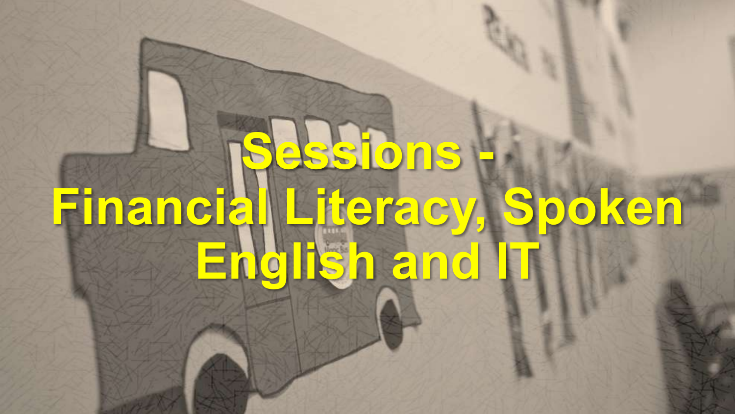# Sessions - Financial Literacy, Spoken English and IT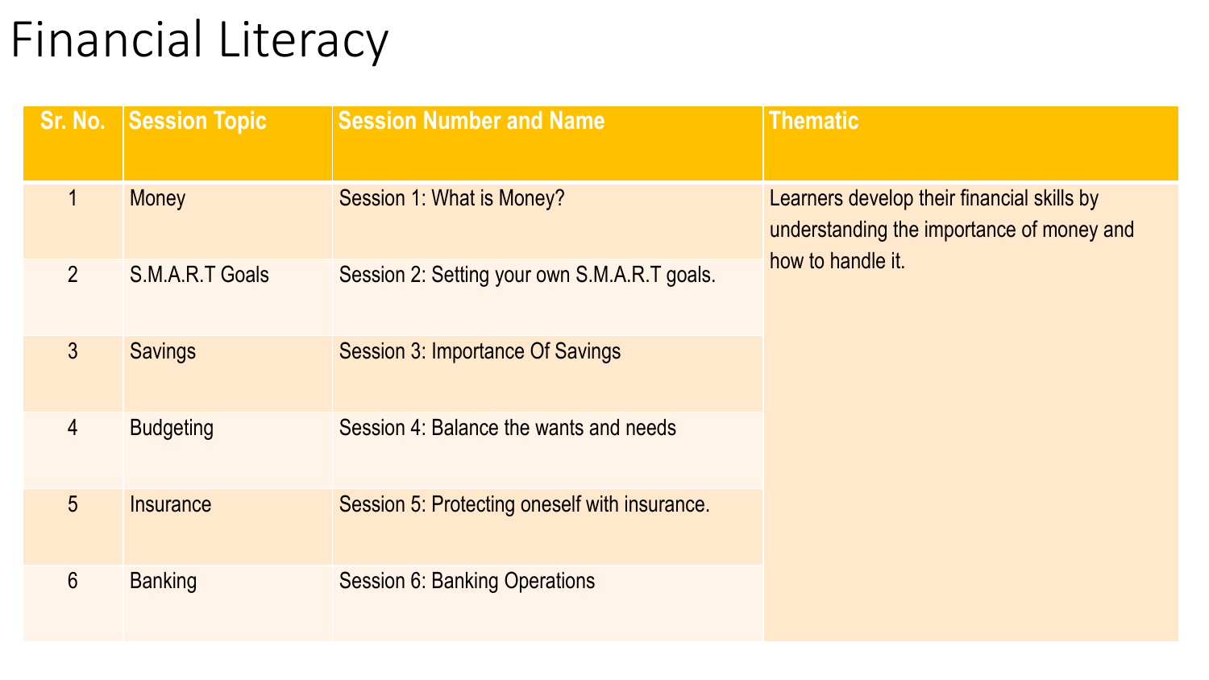# Financial Literacy

| Sr. No. | Session Topic | Session Number and Name | Thematic |
| --- | --- | --- | --- |
| 1 | Money | Session 1: What is Money? | Learners develop their financial skills by understanding the importance of money and how to handle it. |
| 2 | S.M.A.R.T Goals | Session 2: Setting your own S.M.A.R.T goals. | |
| 3 | Savings | Session 3: Importance Of Savings | |
| 4 | Budgeting | Session 4: Balance the wants and needs | |
| 5 | Insurance | Session 5: Protecting oneself with insurance. | |
| 6 | Banking | Session 6: Banking Operations | |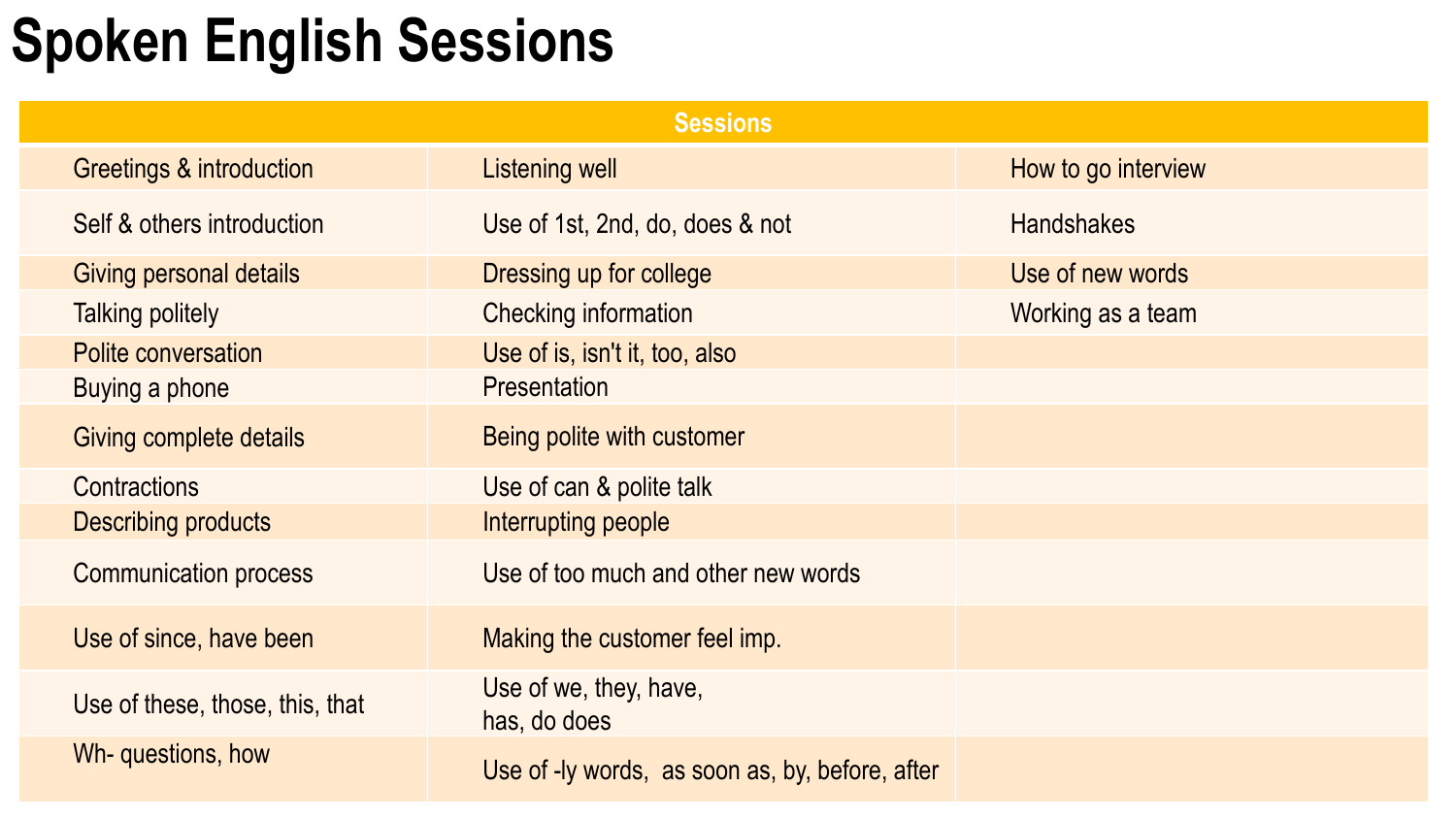# Spoken English Sessions

| Sessions | | |
|---|---|---|
| Greetings & introduction | Listening well | How to go interview |
| Self & others introduction | Use of 1st, 2nd, do, does & not | Handshakes |
| Giving personal details | Dressing up for college | Use of new words |
| Talking politely | Checking information | Working as a team |
| Polite conversation | Use of is, isn't it, too, also | |
| Buying a phone | Presentation | |
| Giving complete details | Being polite with customer | |
| Contractions | Use of can & polite talk | |
| Describing products | Interrupting people | |
| Communication process | Use of too much and other new words | |
| Use of since, have been | Making the customer feel imp. | |
| Use of these, those, this, that | Use of we, they, have, has, do does | |
| Wh- questions, how | Use of -ly words, as soon as, by, before, after | |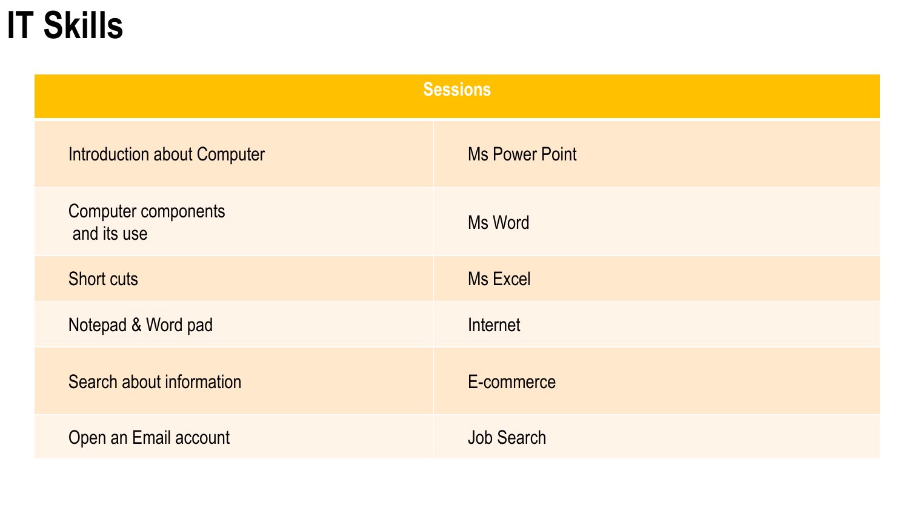# IT Skills

| Sessions | |
|---|---|
| Introduction about Computer | Ms Power Point |
| Computer components and its use | Ms Word |
| Short cuts | Ms Excel |
| Notepad & Word pad | Internet |
| Search about information | E-commerce |
| Open an Email account | Job Search |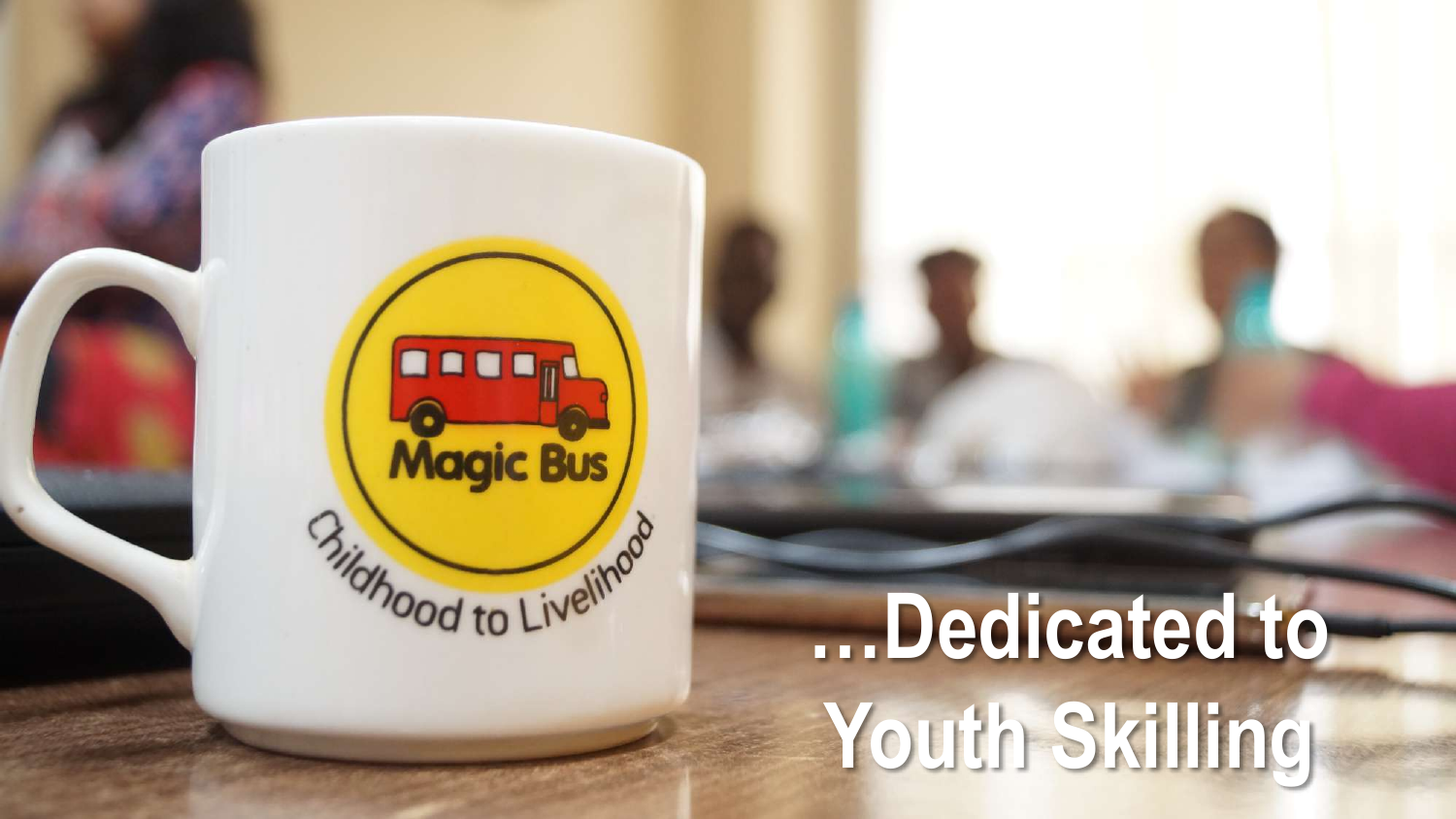…Dedicated to Youth Skilling